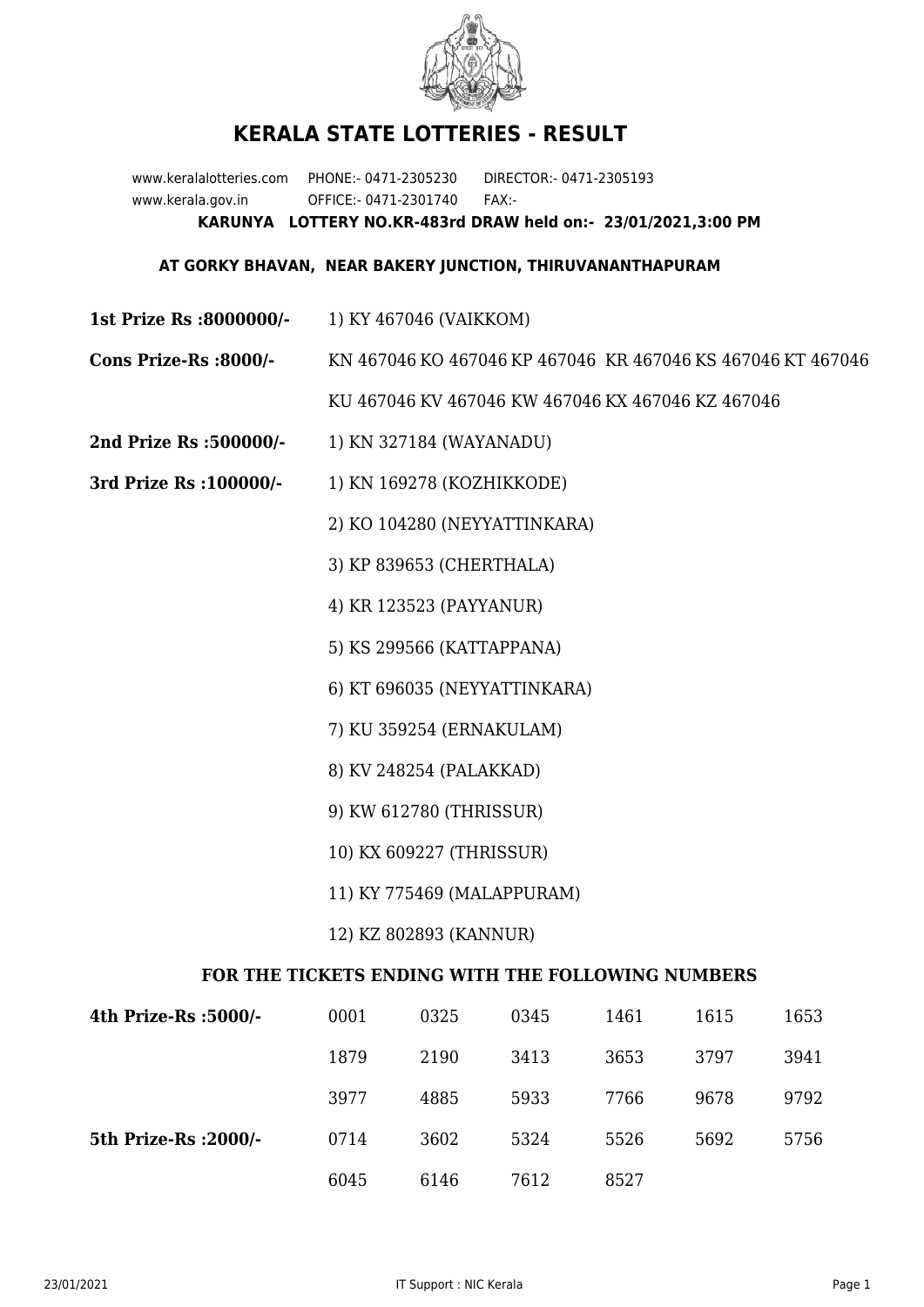# KERALA STATE LOTTERIES - RESULT

www.keralalotteries.com PHONE:- 0471-2305230 DIRECTOR:- 0471-2305193
www.kerala.gov.in OFFICE:- 0471-2301740 FAX:-

**KARUNYA LOTTERY NO.KR-483rd DRAW held on:- 23/01/2021,3:00 PM**

**AT GORKY BHAVAN, NEAR BAKERY JUNCTION, THIRUVANANTHAPURAM**

**1st Prize Rs :8000000/-** 1) KY 467046 (VAIKKOM)

**Cons Prize-Rs :8000/-** KN 467046 KO 467046 KP 467046 KR 467046 KS 467046 KT 467046 KU 467046 KV 467046 KW 467046 KX 467046 KZ 467046

**2nd Prize Rs :500000/-** 1) KN 327184 (WAYANADU)

**3rd Prize Rs :100000/-**

1) KN 169278 (KOZHIKKODE)
2) KO 104280 (NEYYATTINKARA)
3) KP 839653 (CHERTHALA)
4) KR 123523 (PAYYANUR)
5) KS 299566 (KATTAPPANA)
6) KT 696035 (NEYYATTINKARA)
7) KU 359254 (ERNAKULAM)
8) KV 248254 (PALAKKAD)
9) KW 612780 (THRISSUR)
10) KX 609227 (THRISSUR)
11) KY 775469 (MALAPPURAM)
12) KZ 802893 (KANNUR)

**FOR THE TICKETS ENDING WITH THE FOLLOWING NUMBERS**

| | | | | | | |
|---|---|---|---|---|---|---|
| **4th Prize-Rs :5000/-** | 0001 | 0325 | 0345 | 1461 | 1615 | 1653 |
| | 1879 | 2190 | 3413 | 3653 | 3797 | 3941 |
| | 3977 | 4885 | 5933 | 7766 | 9678 | 9792 |
| **5th Prize-Rs :2000/-** | 0714 | 3602 | 5324 | 5526 | 5692 | 5756 |
| | 6045 | 6146 | 7612 | 8527 | | |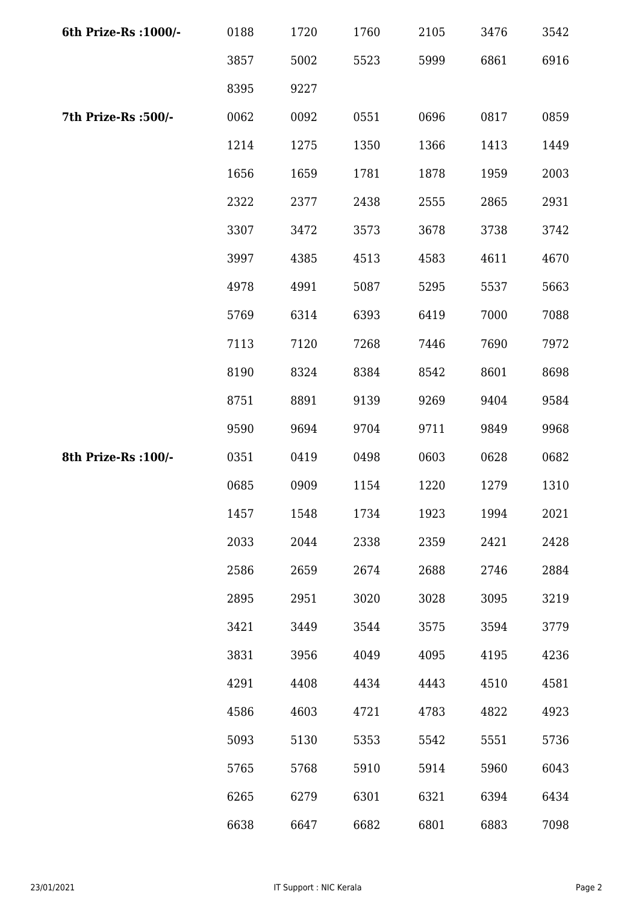| | | | | | | |
|---|---|---|---|---|---|---|
| **6th Prize-Rs :1000/-** | 0188 | 1720 | 1760 | 2105 | 3476 | 3542 |
| | 3857 | 5002 | 5523 | 5999 | 6861 | 6916 |
| | 8395 | 9227 | | | | |
| **7th Prize-Rs :500/-** | 0062 | 0092 | 0551 | 0696 | 0817 | 0859 |
| | 1214 | 1275 | 1350 | 1366 | 1413 | 1449 |
| | 1656 | 1659 | 1781 | 1878 | 1959 | 2003 |
| | 2322 | 2377 | 2438 | 2555 | 2865 | 2931 |
| | 3307 | 3472 | 3573 | 3678 | 3738 | 3742 |
| | 3997 | 4385 | 4513 | 4583 | 4611 | 4670 |
| | 4978 | 4991 | 5087 | 5295 | 5537 | 5663 |
| | 5769 | 6314 | 6393 | 6419 | 7000 | 7088 |
| | 7113 | 7120 | 7268 | 7446 | 7690 | 7972 |
| | 8190 | 8324 | 8384 | 8542 | 8601 | 8698 |
| | 8751 | 8891 | 9139 | 9269 | 9404 | 9584 |
| | 9590 | 9694 | 9704 | 9711 | 9849 | 9968 |
| **8th Prize-Rs :100/-** | 0351 | 0419 | 0498 | 0603 | 0628 | 0682 |
| | 0685 | 0909 | 1154 | 1220 | 1279 | 1310 |
| | 1457 | 1548 | 1734 | 1923 | 1994 | 2021 |
| | 2033 | 2044 | 2338 | 2359 | 2421 | 2428 |
| | 2586 | 2659 | 2674 | 2688 | 2746 | 2884 |
| | 2895 | 2951 | 3020 | 3028 | 3095 | 3219 |
| | 3421 | 3449 | 3544 | 3575 | 3594 | 3779 |
| | 3831 | 3956 | 4049 | 4095 | 4195 | 4236 |
| | 4291 | 4408 | 4434 | 4443 | 4510 | 4581 |
| | 4586 | 4603 | 4721 | 4783 | 4822 | 4923 |
| | 5093 | 5130 | 5353 | 5542 | 5551 | 5736 |
| | 5765 | 5768 | 5910 | 5914 | 5960 | 6043 |
| | 6265 | 6279 | 6301 | 6321 | 6394 | 6434 |
| | 6638 | 6647 | 6682 | 6801 | 6883 | 7098 |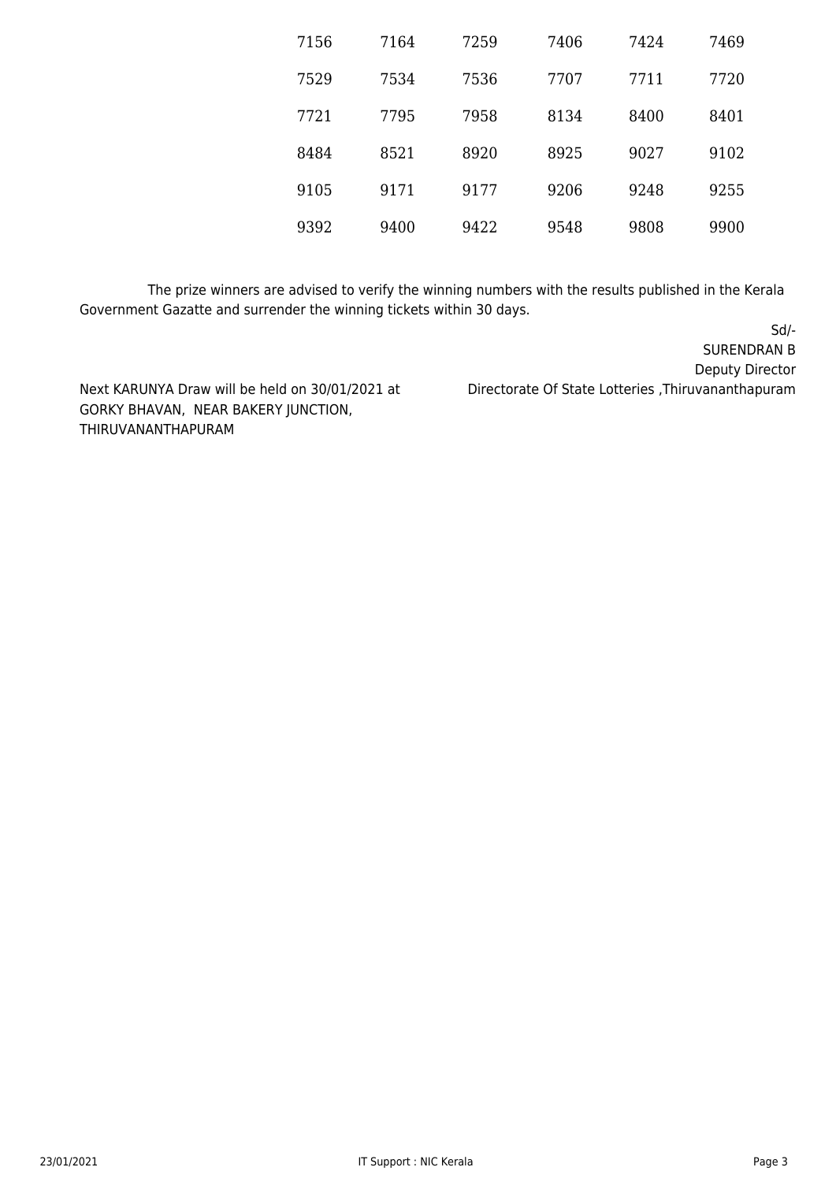| | | | | | |
|---|---|---|---|---|---|
| 7156 | 7164 | 7259 | 7406 | 7424 | 7469 |
| 7529 | 7534 | 7536 | 7707 | 7711 | 7720 |
| 7721 | 7795 | 7958 | 8134 | 8400 | 8401 |
| 8484 | 8521 | 8920 | 8925 | 9027 | 9102 |
| 9105 | 9171 | 9177 | 9206 | 9248 | 9255 |
| 9392 | 9400 | 9422 | 9548 | 9808 | 9900 |

The prize winners are advised to verify the winning numbers with the results published in the Kerala Government Gazatte and surrender the winning tickets within 30 days.

Sd/-
SURENDRAN B
Deputy Director
Directorate Of State Lotteries ,Thiruvananthapuram

Next KARUNYA Draw will be held on 30/01/2021 at GORKY BHAVAN, NEAR BAKERY JUNCTION, THIRUVANANTHAPURAM